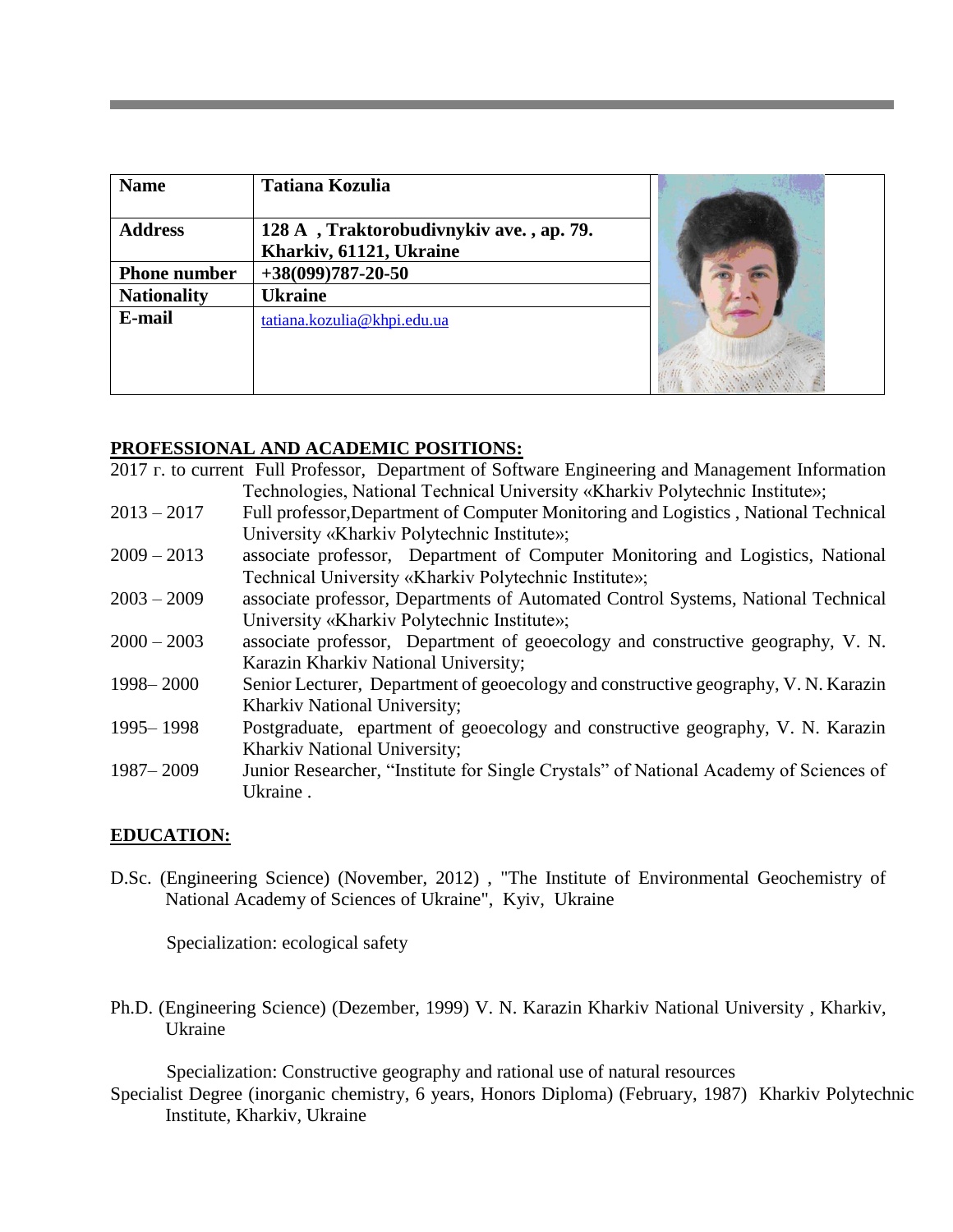| **Name** | **Tatiana Kozulia** |
|---|---|
| **Address** | **128 A , Traktorobudivnykiv ave. , ap. 79. Kharkiv, 61121, Ukraine** |
| **Phone number** | **+38(099)787-20-50** |
| **Nationality** | **Ukraine** |
| **E-mail** | tatiana.kozulia@khpi.edu.ua |

## PROFESSIONAL AND ACADEMIC POSITIONS:

2017 г. to current Full Professor, Department of Software Engineering and Management Information Technologies, National Technical University «Kharkiv Polytechnic Institute»;

2013 – 2017 Full professor,Department of Computer Monitoring and Logistics , National Technical University «Kharkiv Polytechnic Institute»;

2009 – 2013 associate professor, Department of Computer Monitoring and Logistics, National Technical University «Kharkiv Polytechnic Institute»;

2003 – 2009 associate professor, Departments of Automated Control Systems, National Technical University «Kharkiv Polytechnic Institute»;

2000 – 2003 associate professor, Department of geoecology and constructive geography, V. N. Karazin Kharkiv National University;

1998– 2000 Senior Lecturer, Department of geoecology and constructive geography, V. N. Karazin Kharkiv National University;

1995– 1998 Postgraduate, epartment of geoecology and constructive geography, V. N. Karazin Kharkiv National University;

1987– 2009 Junior Researcher, "Institute for Single Crystals" of National Academy of Sciences of Ukraine .

## EDUCATION:

D.Sc. (Engineering Science) (November, 2012) , "The Institute of Environmental Geochemistry of National Academy of Sciences of Ukraine", Kyiv, Ukraine

Specialization: ecological safety

Ph.D. (Engineering Science) (Dezember, 1999) V. N. Karazin Kharkiv National University , Kharkiv, Ukraine

Specialization: Constructive geography and rational use of natural resources

Specialist Degree (inorganic chemistry, 6 years, Honors Diploma) (February, 1987) Kharkiv Polytechnic Institute, Kharkiv, Ukraine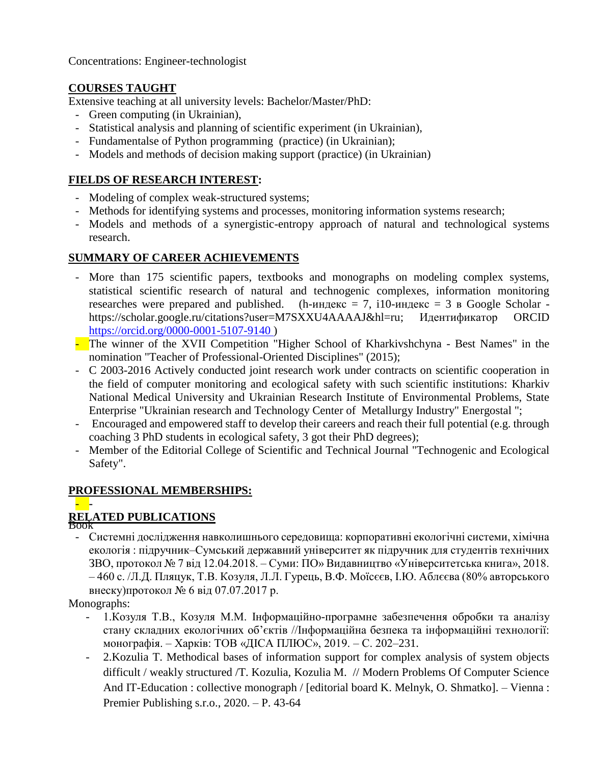Concentrations: Engineer-technologist

## COURSES TAUGHT

Extensive teaching at all university levels: Bachelor/Master/PhD:

- Green computing (in Ukrainian),
- Statistical analysis and planning of scientific experiment (in Ukrainian),
- Fundamentalse of Python programming (practice) (in Ukrainian);
- Models and methods of decision making support (practice) (in Ukrainian)

## FIELDS OF RESEARCH INTEREST:

- Modeling of complex weak-structured systems;
- Methods for identifying systems and processes, monitoring information systems research;
- Models and methods of a synergistic-entropy approach of natural and technological systems research.

## SUMMARY OF CAREER ACHIEVEMENTS

- More than 175 scientific papers, textbooks and monographs on modeling complex systems, statistical scientific research of natural and technogenic complexes, information monitoring researches were prepared and published. (h-индекс = 7, i10-индекс = 3 в Google Scholar - https://scholar.google.ru/citations?user=M7SXXU4AAAAJ&hl=ru; Идентификатор ORCID https://orcid.org/0000-0001-5107-9140 )
- The winner of the XVII Competition "Higher School of Kharkivshchyna - Best Names" in the nomination "Teacher of Professional-Oriented Disciplines" (2015);
- C 2003-2016 Actively conducted joint research work under contracts on scientific cooperation in the field of computer monitoring and ecological safety with such scientific institutions: Kharkiv National Medical University and Ukrainian Research Institute of Environmental Problems, State Enterprise "Ukrainian research and Technology Center of Metallurgy Industry" Energostal ";
- Encouraged and empowered staff to develop their careers and reach their full potential (e.g. through coaching 3 PhD students in ecological safety, 3 got their PhD degrees);
- Member of the Editorial College of Scientific and Technical Journal "Technogenic and Ecological Safety".

## PROFESSIONAL MEMBERSHIPS:

- -

## RELATED PUBLICATIONS

Book

- Системні дослідження навколишнього середовища: корпоративні екологічні системи, хімічна екологія : підручник–Сумський державний університет як підручник для студентів технічних ЗВО, протокол № 7 від 12.04.2018. – Суми: ПО» Видавництво «Університетська книга», 2018. – 460 с. /Л.Д. Пляцук, Т.В. Козуля, Л.Л. Гурець, В.Ф. Моїсеєв, І.Ю. Аблєєва (80% авторського внеску)протокол № 6 від 07.07.2017 р.

Monographs:

- 1.Козуля Т.В., Козуля М.М. Інформаційно-програмне забезпечення обробки та аналізу стану складних екологічних об'єктів //Інформаційна безпека та інформаційні технології: монографія. – Харків: ТОВ «ДІСА ПЛЮС», 2019. – С. 202–231.
- 2.Kozulia T. Methodical bases of information support for complex analysis of system objects difficult / weakly structured /T. Kozulia, Kozulia M. // Modern Problems Of Computer Science And IT-Education : collective monograph / [editorial board K. Melnyk, O. Shmatko]. – Vienna : Premier Publishing s.r.o., 2020. – P. 43-64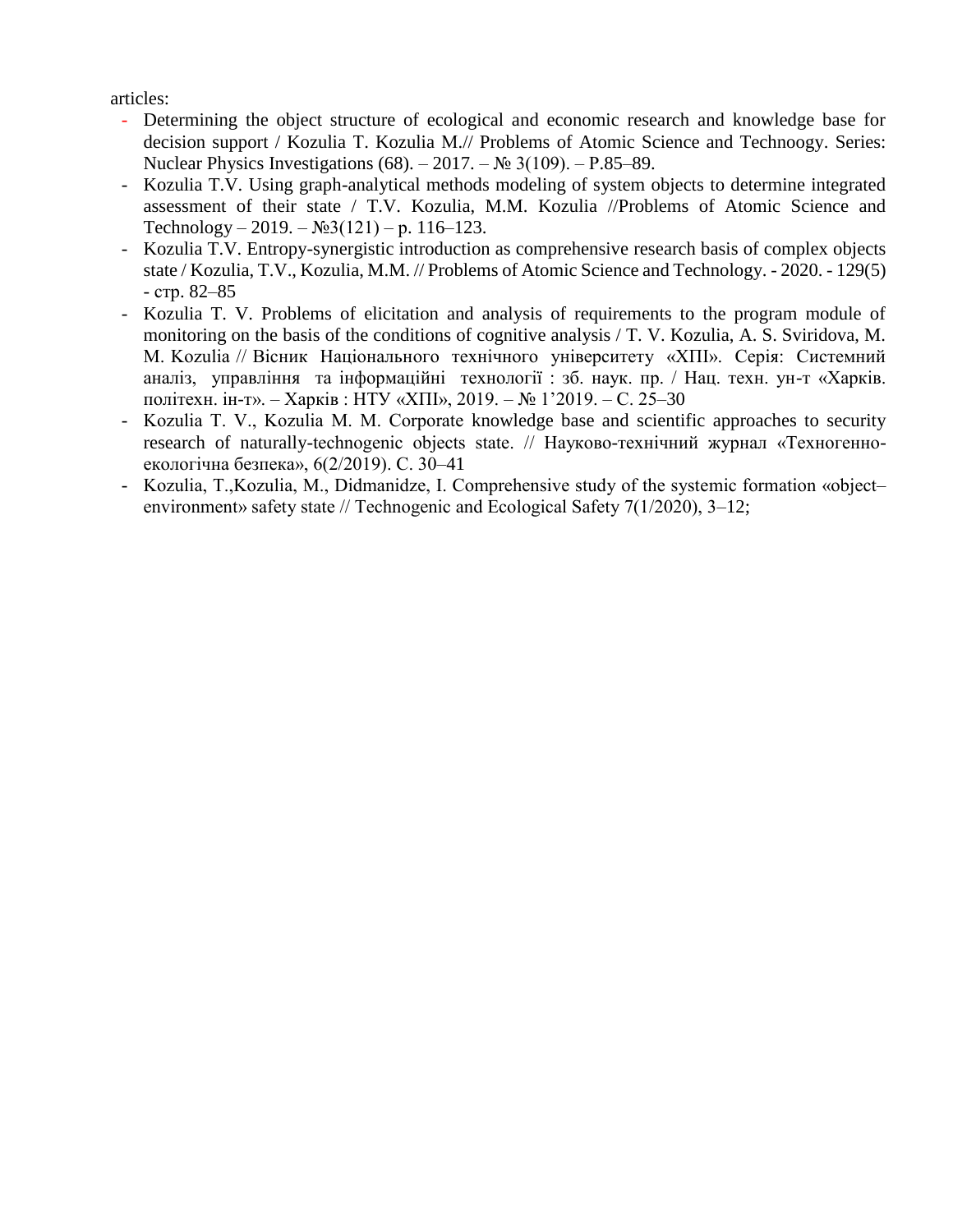articles:

- Determining the object structure of ecological and economic research and knowledge base for decision support / Kozulia T. Kozulia M.// Problems of Atomic Science and Technoogy. Series: Nuclear Physics Investigations (68). – 2017. – № 3(109). – P.85–89.
- Kozulia T.V. Using graph-analytical methods modeling of system objects to determine integrated assessment of their state / T.V. Kozulia, M.M. Kozulia //Problems of Atomic Science and Technology – 2019. – №3(121) – p. 116–123.
- Kozulia T.V. Entropy-synergistic introduction as comprehensive research basis of complex objects state / Kozulia, T.V., Kozulia, M.M. // Problems of Atomic Science and Technology. - 2020. - 129(5) - стр. 82–85
- Kozulia T. V. Problems of elicitation and analysis of requirements to the program module of monitoring on the basis of the conditions of cognitive analysis / T. V. Kozulia, A. S. Sviridova, M. M. Kozulia // Вісник Національного технічного університету «ХПІ». Серія: Системний аналіз, управління та інформаційні технології : зб. наук. пр. / Нац. техн. ун-т «Харків. політехн. ін-т». – Харків : НТУ «ХПІ», 2019. – № 1'2019. – С. 25–30
- Kozulia T. V., Kozulia M. M. Corporate knowledge base and scientific approaches to security research of naturally-technogenic objects state. // Науково-технічний журнал «Техногенно-екологічна безпека», 6(2/2019). С. 30–41
- Kozulia, T.,Kozulia, M., Didmanidze, I. Comprehensive study of the systemic formation «object–environment» safety state // Technogenic and Ecological Safety 7(1/2020), 3–12;